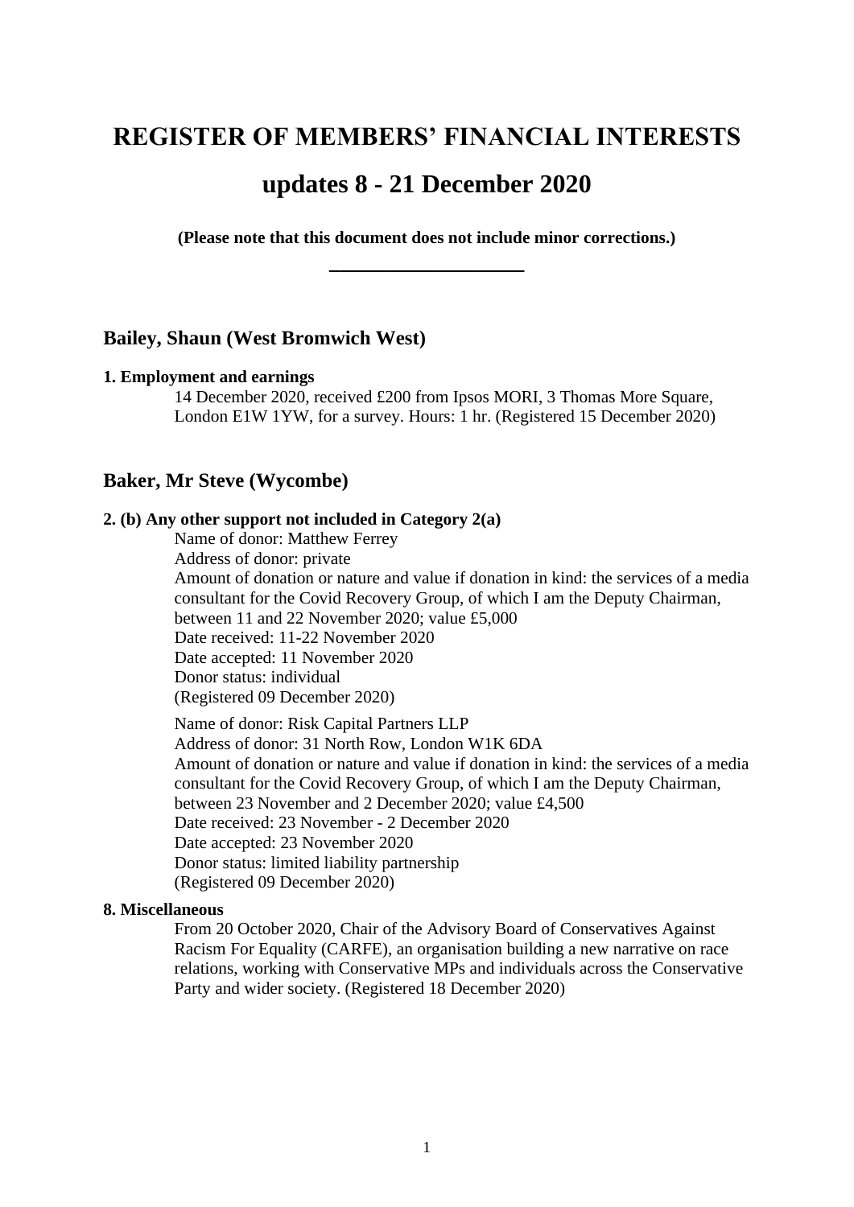# REGISTER OF MEMBERS' FINANCIAL INTERESTS

# updates 8 - 21 December 2020

**(Please note that this document does not include minor corrections.)**

---

## Bailey, Shaun (West Bromwich West)

**1. Employment and earnings**

14 December 2020, received £200 from Ipsos MORI, 3 Thomas More Square, London E1W 1YW, for a survey. Hours: 1 hr. (Registered 15 December 2020)

## Baker, Mr Steve (Wycombe)

**2. (b) Any other support not included in Category 2(a)**

Name of donor: Matthew Ferrey
Address of donor: private
Amount of donation or nature and value if donation in kind: the services of a media consultant for the Covid Recovery Group, of which I am the Deputy Chairman, between 11 and 22 November 2020; value £5,000
Date received: 11-22 November 2020
Date accepted: 11 November 2020
Donor status: individual
(Registered 09 December 2020)

Name of donor: Risk Capital Partners LLP
Address of donor: 31 North Row, London W1K 6DA
Amount of donation or nature and value if donation in kind: the services of a media consultant for the Covid Recovery Group, of which I am the Deputy Chairman, between 23 November and 2 December 2020; value £4,500
Date received: 23 November - 2 December 2020
Date accepted: 23 November 2020
Donor status: limited liability partnership
(Registered 09 December 2020)

**8. Miscellaneous**

From 20 October 2020, Chair of the Advisory Board of Conservatives Against Racism For Equality (CARFE), an organisation building a new narrative on race relations, working with Conservative MPs and individuals across the Conservative Party and wider society. (Registered 18 December 2020)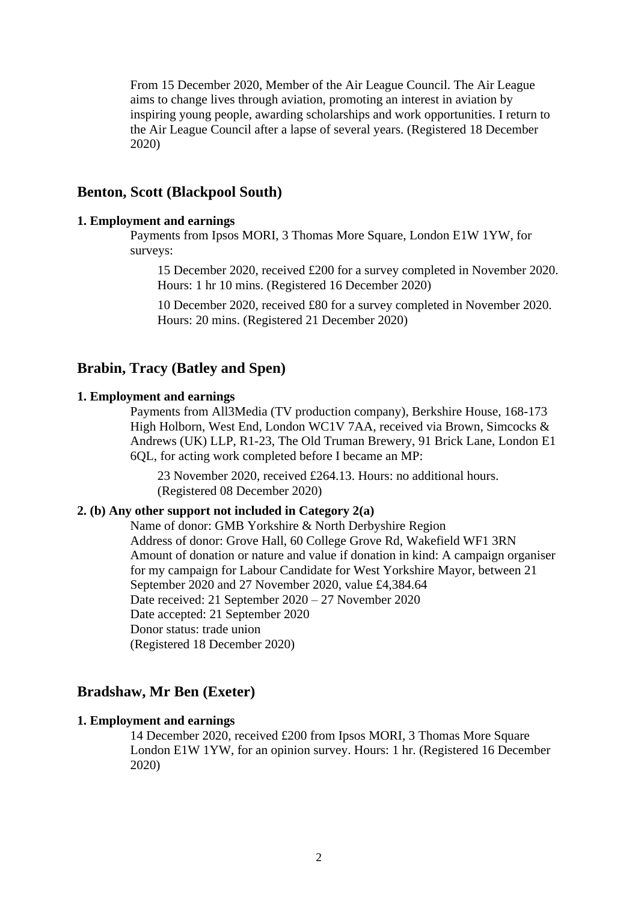From 15 December 2020, Member of the Air League Council. The Air League aims to change lives through aviation, promoting an interest in aviation by inspiring young people, awarding scholarships and work opportunities. I return to the Air League Council after a lapse of several years. (Registered 18 December 2020)

## Benton, Scott (Blackpool South)

**1. Employment and earnings**

Payments from Ipsos MORI, 3 Thomas More Square, London E1W 1YW, for surveys:

15 December 2020, received £200 for a survey completed in November 2020. Hours: 1 hr 10 mins. (Registered 16 December 2020)

10 December 2020, received £80 for a survey completed in November 2020. Hours: 20 mins. (Registered 21 December 2020)

## Brabin, Tracy (Batley and Spen)

**1. Employment and earnings**

Payments from All3Media (TV production company), Berkshire House, 168-173 High Holborn, West End, London WC1V 7AA, received via Brown, Simcocks & Andrews (UK) LLP, R1-23, The Old Truman Brewery, 91 Brick Lane, London E1 6QL, for acting work completed before I became an MP:

23 November 2020, received £264.13. Hours: no additional hours. (Registered 08 December 2020)

**2. (b) Any other support not included in Category 2(a)**

Name of donor: GMB Yorkshire & North Derbyshire Region
Address of donor: Grove Hall, 60 College Grove Rd, Wakefield WF1 3RN
Amount of donation or nature and value if donation in kind: A campaign organiser for my campaign for Labour Candidate for West Yorkshire Mayor, between 21 September 2020 and 27 November 2020, value £4,384.64
Date received: 21 September 2020 – 27 November 2020
Date accepted: 21 September 2020
Donor status: trade union
(Registered 18 December 2020)

## Bradshaw, Mr Ben (Exeter)

**1. Employment and earnings**

14 December 2020, received £200 from Ipsos MORI, 3 Thomas More Square London E1W 1YW, for an opinion survey. Hours: 1 hr. (Registered 16 December 2020)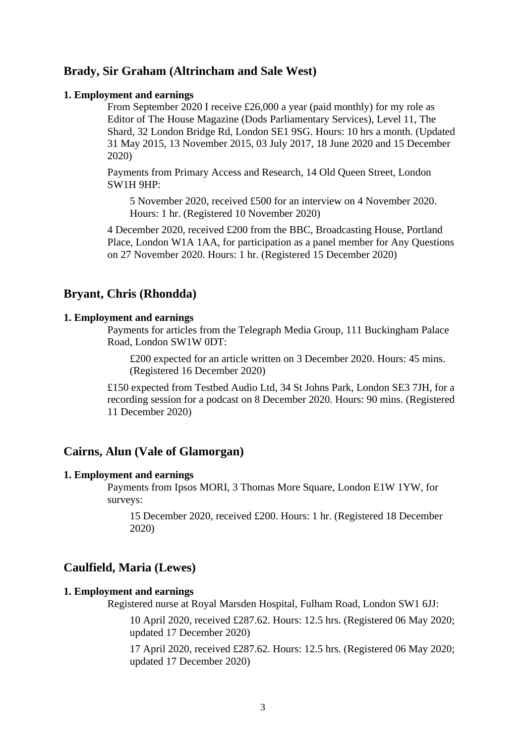## Brady, Sir Graham (Altrincham and Sale West)

**1. Employment and earnings**

From September 2020 I receive £26,000 a year (paid monthly) for my role as Editor of The House Magazine (Dods Parliamentary Services), Level 11, The Shard, 32 London Bridge Rd, London SE1 9SG. Hours: 10 hrs a month. (Updated 31 May 2015, 13 November 2015, 03 July 2017, 18 June 2020 and 15 December 2020)

Payments from Primary Access and Research, 14 Old Queen Street, London SW1H 9HP:

> 5 November 2020, received £500 for an interview on 4 November 2020. Hours: 1 hr. (Registered 10 November 2020)

4 December 2020, received £200 from the BBC, Broadcasting House, Portland Place, London W1A 1AA, for participation as a panel member for Any Questions on 27 November 2020. Hours: 1 hr. (Registered 15 December 2020)

## Bryant, Chris (Rhondda)

**1. Employment and earnings**

Payments for articles from the Telegraph Media Group, 111 Buckingham Palace Road, London SW1W 0DT:

> £200 expected for an article written on 3 December 2020. Hours: 45 mins. (Registered 16 December 2020)

£150 expected from Testbed Audio Ltd, 34 St Johns Park, London SE3 7JH, for a recording session for a podcast on 8 December 2020. Hours: 90 mins. (Registered 11 December 2020)

## Cairns, Alun (Vale of Glamorgan)

**1. Employment and earnings**

Payments from Ipsos MORI, 3 Thomas More Square, London E1W 1YW, for surveys:

> 15 December 2020, received £200. Hours: 1 hr. (Registered 18 December 2020)

## Caulfield, Maria (Lewes)

**1. Employment and earnings**

Registered nurse at Royal Marsden Hospital, Fulham Road, London SW1 6JJ:

> 10 April 2020, received £287.62. Hours: 12.5 hrs. (Registered 06 May 2020; updated 17 December 2020)
>
> 17 April 2020, received £287.62. Hours: 12.5 hrs. (Registered 06 May 2020; updated 17 December 2020)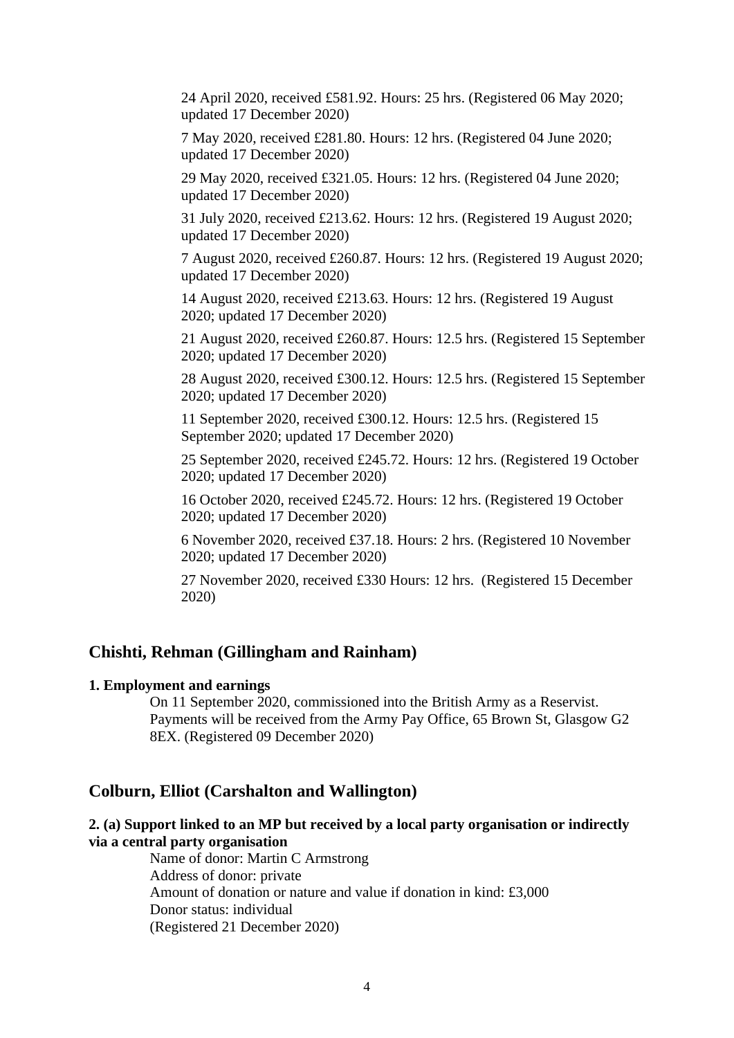24 April 2020, received £581.92. Hours: 25 hrs. (Registered 06 May 2020; updated 17 December 2020)

7 May 2020, received £281.80. Hours: 12 hrs. (Registered 04 June 2020; updated 17 December 2020)

29 May 2020, received £321.05. Hours: 12 hrs. (Registered 04 June 2020; updated 17 December 2020)

31 July 2020, received £213.62. Hours: 12 hrs. (Registered 19 August 2020; updated 17 December 2020)

7 August 2020, received £260.87. Hours: 12 hrs. (Registered 19 August 2020; updated 17 December 2020)

14 August 2020, received £213.63. Hours: 12 hrs. (Registered 19 August 2020; updated 17 December 2020)

21 August 2020, received £260.87. Hours: 12.5 hrs. (Registered 15 September 2020; updated 17 December 2020)

28 August 2020, received £300.12. Hours: 12.5 hrs. (Registered 15 September 2020; updated 17 December 2020)

11 September 2020, received £300.12. Hours: 12.5 hrs. (Registered 15 September 2020; updated 17 December 2020)

25 September 2020, received £245.72. Hours: 12 hrs. (Registered 19 October 2020; updated 17 December 2020)

16 October 2020, received £245.72. Hours: 12 hrs. (Registered 19 October 2020; updated 17 December 2020)

6 November 2020, received £37.18. Hours: 2 hrs. (Registered 10 November 2020; updated 17 December 2020)

27 November 2020, received £330 Hours: 12 hrs. (Registered 15 December 2020)

## Chishti, Rehman (Gillingham and Rainham)

**1. Employment and earnings**

On 11 September 2020, commissioned into the British Army as a Reservist. Payments will be received from the Army Pay Office, 65 Brown St, Glasgow G2 8EX. (Registered 09 December 2020)

## Colburn, Elliot (Carshalton and Wallington)

**2. (a) Support linked to an MP but received by a local party organisation or indirectly via a central party organisation**

Name of donor: Martin C Armstrong
Address of donor: private
Amount of donation or nature and value if donation in kind: £3,000
Donor status: individual
(Registered 21 December 2020)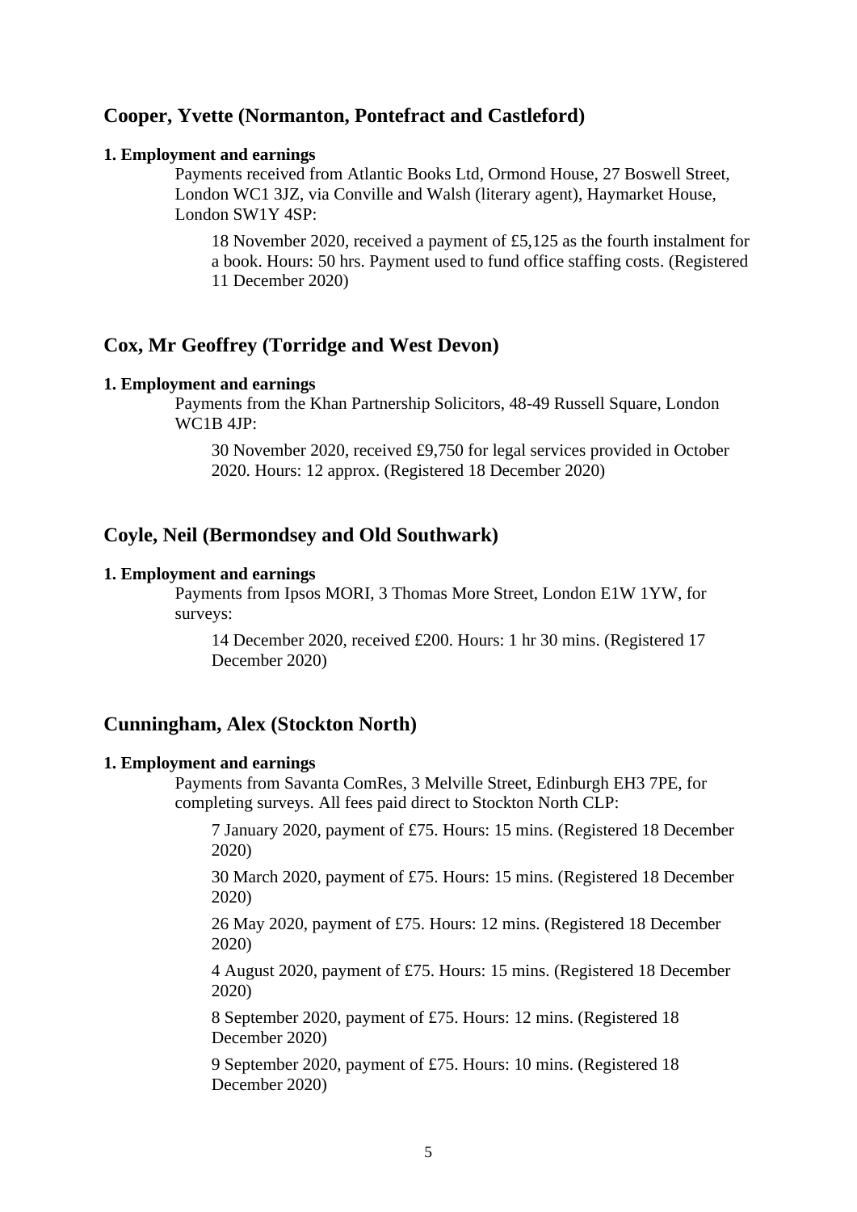## Cooper, Yvette (Normanton, Pontefract and Castleford)

**1. Employment and earnings**

Payments received from Atlantic Books Ltd, Ormond House, 27 Boswell Street, London WC1 3JZ, via Conville and Walsh (literary agent), Haymarket House, London SW1Y 4SP:

18 November 2020, received a payment of £5,125 as the fourth instalment for a book. Hours: 50 hrs. Payment used to fund office staffing costs. (Registered 11 December 2020)

## Cox, Mr Geoffrey (Torridge and West Devon)

**1. Employment and earnings**

Payments from the Khan Partnership Solicitors, 48-49 Russell Square, London WC1B 4JP:

30 November 2020, received £9,750 for legal services provided in October 2020. Hours: 12 approx. (Registered 18 December 2020)

## Coyle, Neil (Bermondsey and Old Southwark)

**1. Employment and earnings**

Payments from Ipsos MORI, 3 Thomas More Street, London E1W 1YW, for surveys:

14 December 2020, received £200. Hours: 1 hr 30 mins. (Registered 17 December 2020)

## Cunningham, Alex (Stockton North)

**1. Employment and earnings**

Payments from Savanta ComRes, 3 Melville Street, Edinburgh EH3 7PE, for completing surveys. All fees paid direct to Stockton North CLP:

7 January 2020, payment of £75. Hours: 15 mins. (Registered 18 December 2020)

30 March 2020, payment of £75. Hours: 15 mins. (Registered 18 December 2020)

26 May 2020, payment of £75. Hours: 12 mins. (Registered 18 December 2020)

4 August 2020, payment of £75. Hours: 15 mins. (Registered 18 December 2020)

8 September 2020, payment of £75. Hours: 12 mins. (Registered 18 December 2020)

9 September 2020, payment of £75. Hours: 10 mins. (Registered 18 December 2020)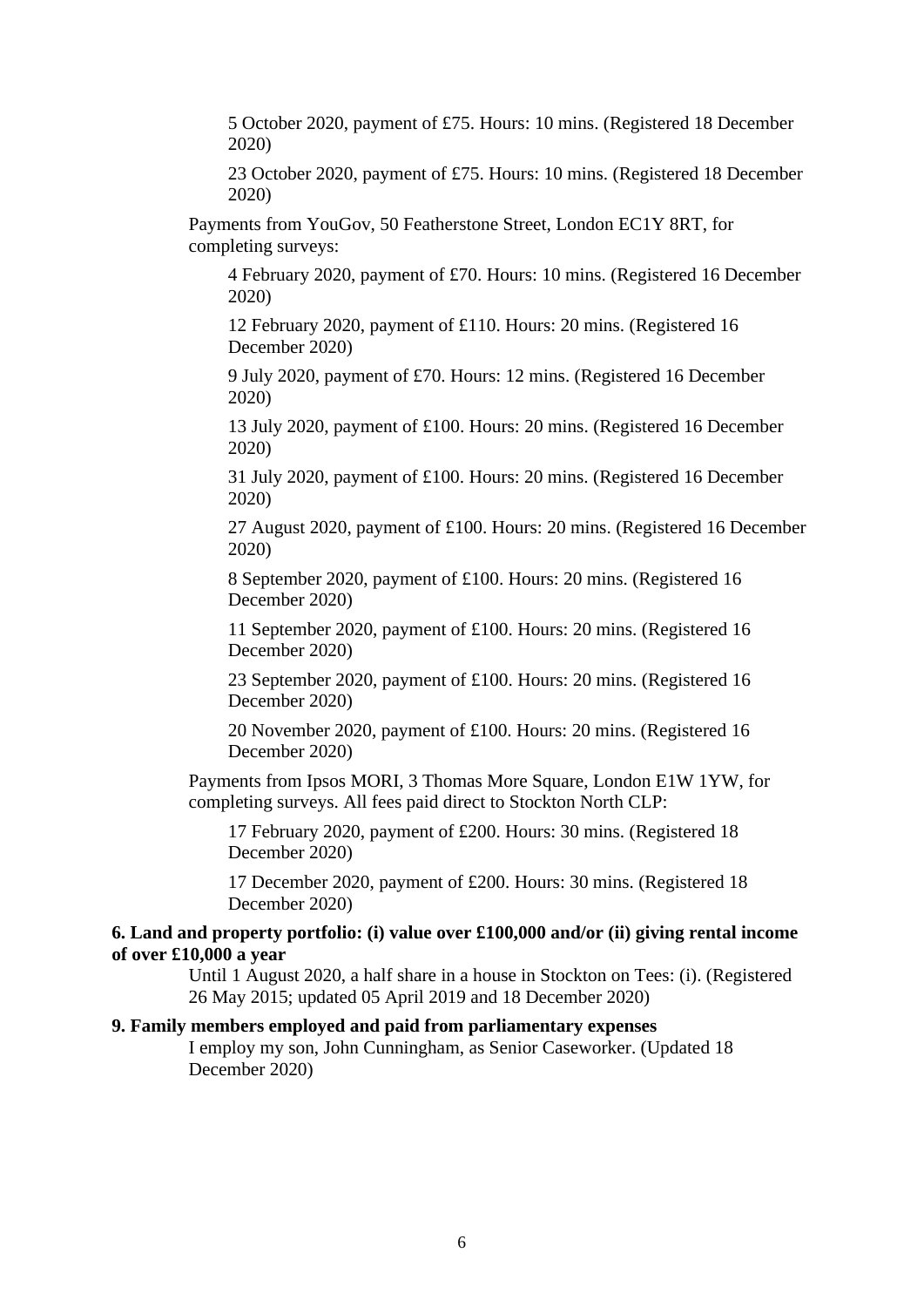5 October 2020, payment of £75. Hours: 10 mins. (Registered 18 December 2020)

23 October 2020, payment of £75. Hours: 10 mins. (Registered 18 December 2020)

Payments from YouGov, 50 Featherstone Street, London EC1Y 8RT, for completing surveys:

4 February 2020, payment of £70. Hours: 10 mins. (Registered 16 December 2020)

12 February 2020, payment of £110. Hours: 20 mins. (Registered 16 December 2020)

9 July 2020, payment of £70. Hours: 12 mins. (Registered 16 December 2020)

13 July 2020, payment of £100. Hours: 20 mins. (Registered 16 December 2020)

31 July 2020, payment of £100. Hours: 20 mins. (Registered 16 December 2020)

27 August 2020, payment of £100. Hours: 20 mins. (Registered 16 December 2020)

8 September 2020, payment of £100. Hours: 20 mins. (Registered 16 December 2020)

11 September 2020, payment of £100. Hours: 20 mins. (Registered 16 December 2020)

23 September 2020, payment of £100. Hours: 20 mins. (Registered 16 December 2020)

20 November 2020, payment of £100. Hours: 20 mins. (Registered 16 December 2020)

Payments from Ipsos MORI, 3 Thomas More Square, London E1W 1YW, for completing surveys. All fees paid direct to Stockton North CLP:

17 February 2020, payment of £200. Hours: 30 mins. (Registered 18 December 2020)

17 December 2020, payment of £200. Hours: 30 mins. (Registered 18 December 2020)

**6. Land and property portfolio: (i) value over £100,000 and/or (ii) giving rental income of over £10,000 a year**

Until 1 August 2020, a half share in a house in Stockton on Tees: (i). (Registered 26 May 2015; updated 05 April 2019 and 18 December 2020)

**9. Family members employed and paid from parliamentary expenses**

I employ my son, John Cunningham, as Senior Caseworker. (Updated 18 December 2020)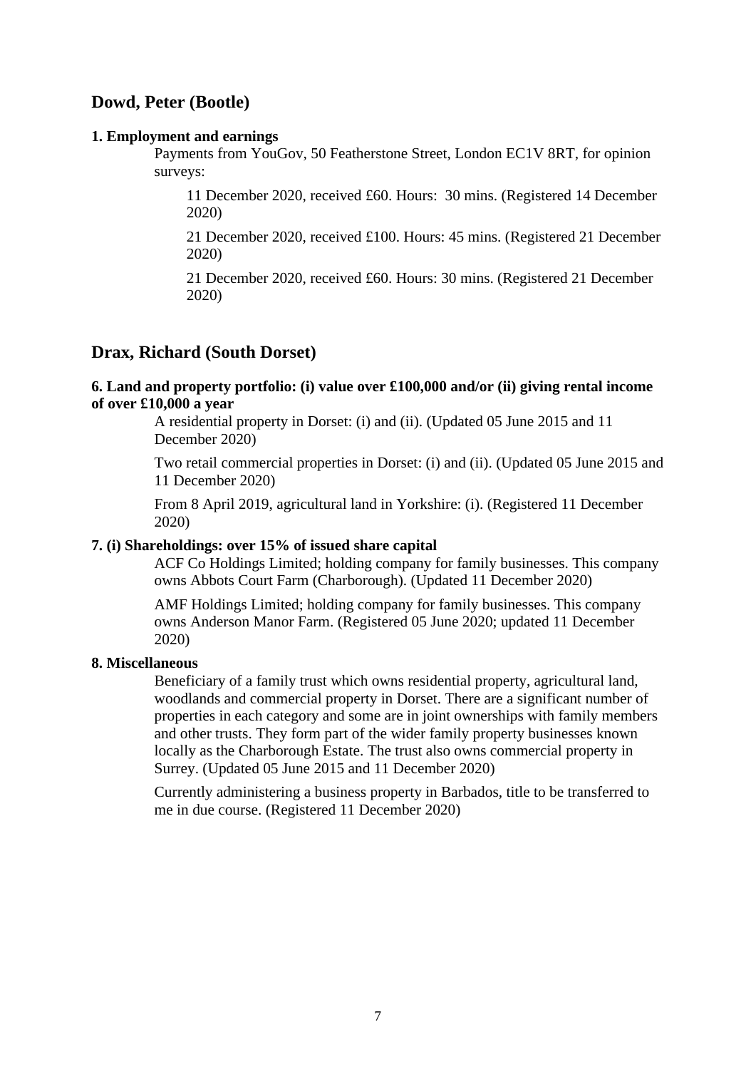## Dowd, Peter (Bootle)

**1. Employment and earnings**

Payments from YouGov, 50 Featherstone Street, London EC1V 8RT, for opinion surveys:

11 December 2020, received £60. Hours: 30 mins. (Registered 14 December 2020)

21 December 2020, received £100. Hours: 45 mins. (Registered 21 December 2020)

21 December 2020, received £60. Hours: 30 mins. (Registered 21 December 2020)

## Drax, Richard (South Dorset)

**6. Land and property portfolio: (i) value over £100,000 and/or (ii) giving rental income of over £10,000 a year**

A residential property in Dorset: (i) and (ii). (Updated 05 June 2015 and 11 December 2020)

Two retail commercial properties in Dorset: (i) and (ii). (Updated 05 June 2015 and 11 December 2020)

From 8 April 2019, agricultural land in Yorkshire: (i). (Registered 11 December 2020)

**7. (i) Shareholdings: over 15% of issued share capital**

ACF Co Holdings Limited; holding company for family businesses. This company owns Abbots Court Farm (Charborough). (Updated 11 December 2020)

AMF Holdings Limited; holding company for family businesses. This company owns Anderson Manor Farm. (Registered 05 June 2020; updated 11 December 2020)

**8. Miscellaneous**

Beneficiary of a family trust which owns residential property, agricultural land, woodlands and commercial property in Dorset. There are a significant number of properties in each category and some are in joint ownerships with family members and other trusts. They form part of the wider family property businesses known locally as the Charborough Estate. The trust also owns commercial property in Surrey. (Updated 05 June 2015 and 11 December 2020)

Currently administering a business property in Barbados, title to be transferred to me in due course. (Registered 11 December 2020)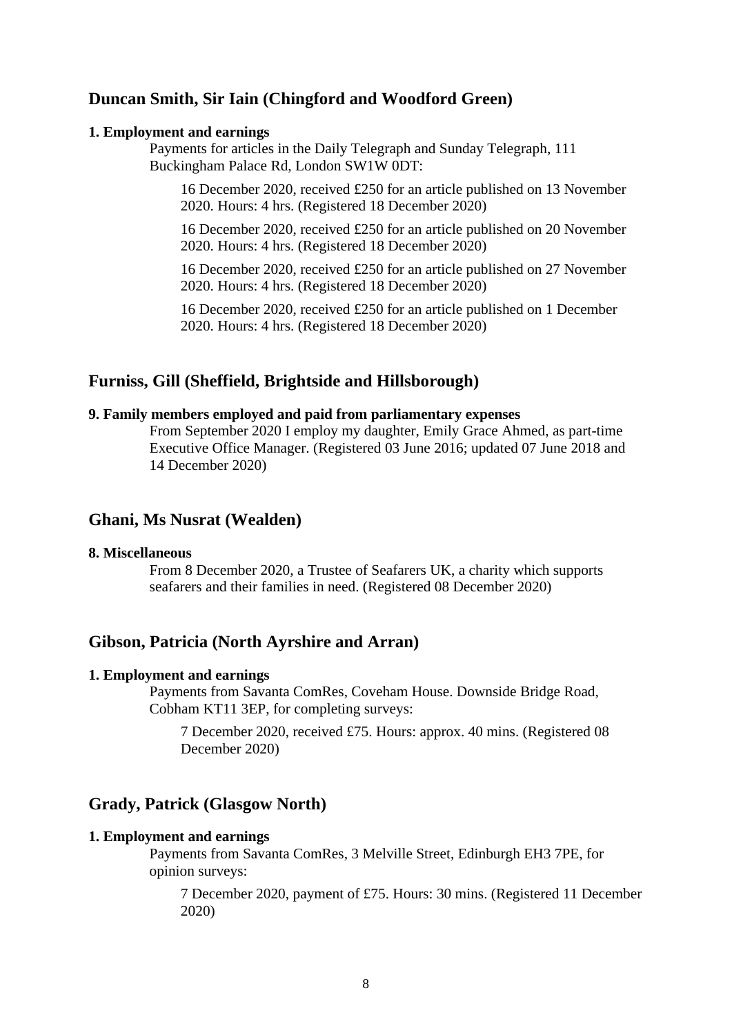## Duncan Smith, Sir Iain (Chingford and Woodford Green)

**1. Employment and earnings**

Payments for articles in the Daily Telegraph and Sunday Telegraph, 111 Buckingham Palace Rd, London SW1W 0DT:

16 December 2020, received £250 for an article published on 13 November 2020. Hours: 4 hrs. (Registered 18 December 2020)

16 December 2020, received £250 for an article published on 20 November 2020. Hours: 4 hrs. (Registered 18 December 2020)

16 December 2020, received £250 for an article published on 27 November 2020. Hours: 4 hrs. (Registered 18 December 2020)

16 December 2020, received £250 for an article published on 1 December 2020. Hours: 4 hrs. (Registered 18 December 2020)

## Furniss, Gill (Sheffield, Brightside and Hillsborough)

**9. Family members employed and paid from parliamentary expenses**

From September 2020 I employ my daughter, Emily Grace Ahmed, as part-time Executive Office Manager. (Registered 03 June 2016; updated 07 June 2018 and 14 December 2020)

## Ghani, Ms Nusrat (Wealden)

**8. Miscellaneous**

From 8 December 2020, a Trustee of Seafarers UK, a charity which supports seafarers and their families in need. (Registered 08 December 2020)

## Gibson, Patricia (North Ayrshire and Arran)

**1. Employment and earnings**

Payments from Savanta ComRes, Coveham House. Downside Bridge Road, Cobham KT11 3EP, for completing surveys:

7 December 2020, received £75. Hours: approx. 40 mins. (Registered 08 December 2020)

## Grady, Patrick (Glasgow North)

**1. Employment and earnings**

Payments from Savanta ComRes, 3 Melville Street, Edinburgh EH3 7PE, for opinion surveys:

7 December 2020, payment of £75. Hours: 30 mins. (Registered 11 December 2020)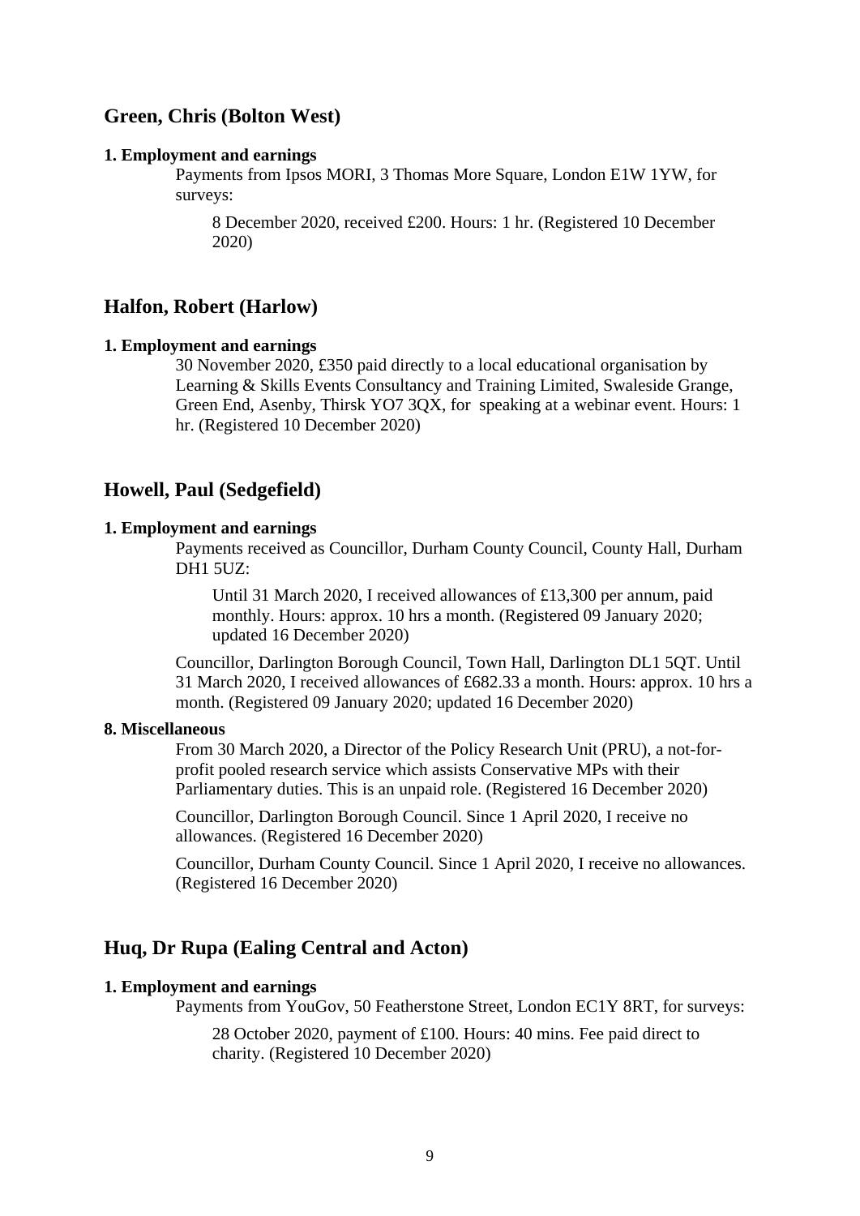## Green, Chris (Bolton West)

**1. Employment and earnings**

Payments from Ipsos MORI, 3 Thomas More Square, London E1W 1YW, for surveys:

8 December 2020, received £200. Hours: 1 hr. (Registered 10 December 2020)

## Halfon, Robert (Harlow)

**1. Employment and earnings**

30 November 2020, £350 paid directly to a local educational organisation by Learning & Skills Events Consultancy and Training Limited, Swaleside Grange, Green End, Asenby, Thirsk YO7 3QX, for speaking at a webinar event. Hours: 1 hr. (Registered 10 December 2020)

## Howell, Paul (Sedgefield)

**1. Employment and earnings**

Payments received as Councillor, Durham County Council, County Hall, Durham DH1 5UZ:

Until 31 March 2020, I received allowances of £13,300 per annum, paid monthly. Hours: approx. 10 hrs a month. (Registered 09 January 2020; updated 16 December 2020)

Councillor, Darlington Borough Council, Town Hall, Darlington DL1 5QT. Until 31 March 2020, I received allowances of £682.33 a month. Hours: approx. 10 hrs a month. (Registered 09 January 2020; updated 16 December 2020)

**8. Miscellaneous**

From 30 March 2020, a Director of the Policy Research Unit (PRU), a not-for-profit pooled research service which assists Conservative MPs with their Parliamentary duties. This is an unpaid role. (Registered 16 December 2020)

Councillor, Darlington Borough Council. Since 1 April 2020, I receive no allowances. (Registered 16 December 2020)

Councillor, Durham County Council. Since 1 April 2020, I receive no allowances. (Registered 16 December 2020)

## Huq, Dr Rupa (Ealing Central and Acton)

**1. Employment and earnings**

Payments from YouGov, 50 Featherstone Street, London EC1Y 8RT, for surveys:

28 October 2020, payment of £100. Hours: 40 mins. Fee paid direct to charity. (Registered 10 December 2020)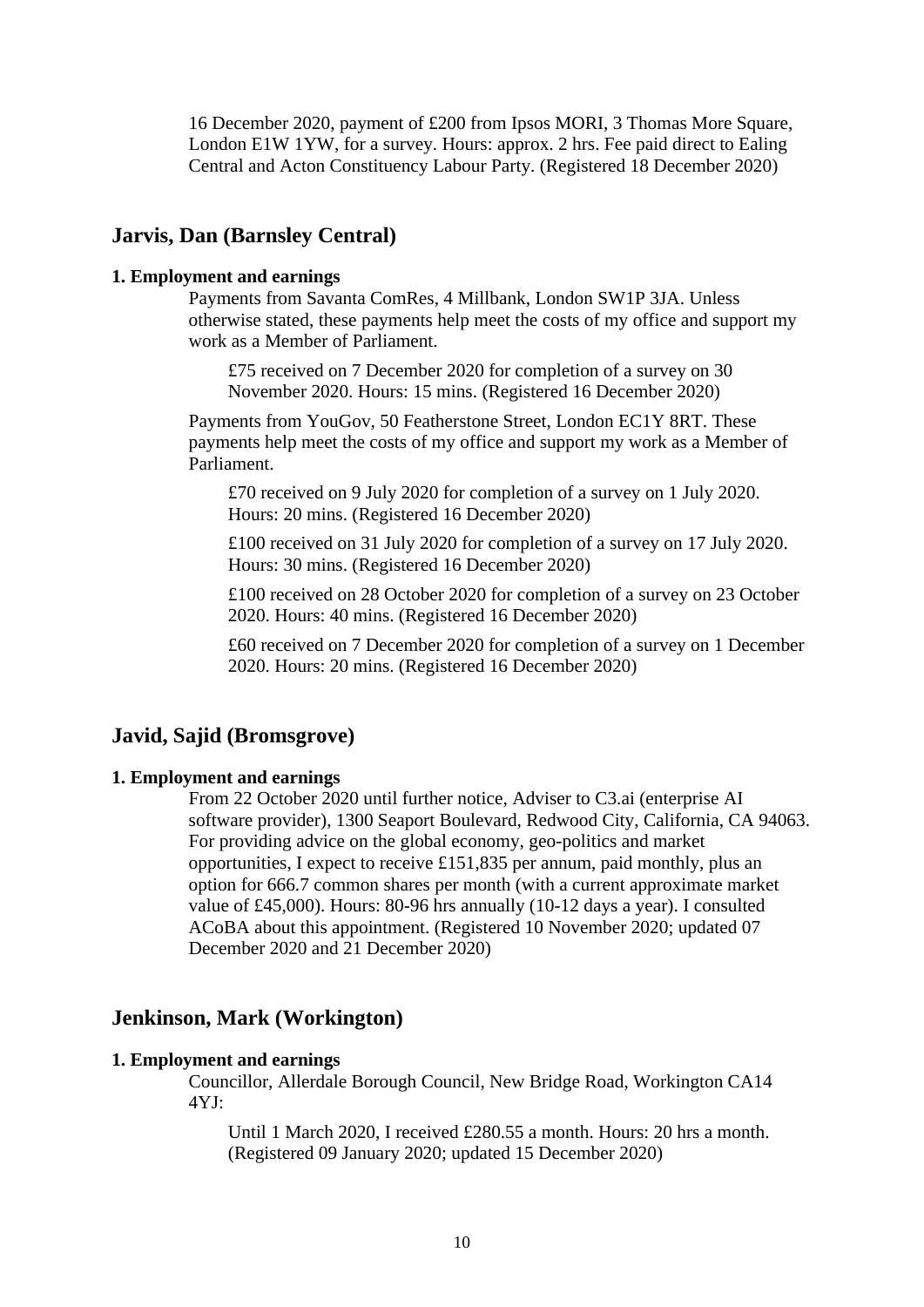16 December 2020, payment of £200 from Ipsos MORI, 3 Thomas More Square, London E1W 1YW, for a survey. Hours: approx. 2 hrs. Fee paid direct to Ealing Central and Acton Constituency Labour Party. (Registered 18 December 2020)

## Jarvis, Dan (Barnsley Central)

**1. Employment and earnings**

Payments from Savanta ComRes, 4 Millbank, London SW1P 3JA. Unless otherwise stated, these payments help meet the costs of my office and support my work as a Member of Parliament.

£75 received on 7 December 2020 for completion of a survey on 30 November 2020. Hours: 15 mins. (Registered 16 December 2020)

Payments from YouGov, 50 Featherstone Street, London EC1Y 8RT. These payments help meet the costs of my office and support my work as a Member of Parliament.

£70 received on 9 July 2020 for completion of a survey on 1 July 2020. Hours: 20 mins. (Registered 16 December 2020)

£100 received on 31 July 2020 for completion of a survey on 17 July 2020. Hours: 30 mins. (Registered 16 December 2020)

£100 received on 28 October 2020 for completion of a survey on 23 October 2020. Hours: 40 mins. (Registered 16 December 2020)

£60 received on 7 December 2020 for completion of a survey on 1 December 2020. Hours: 20 mins. (Registered 16 December 2020)

## Javid, Sajid (Bromsgrove)

**1. Employment and earnings**

From 22 October 2020 until further notice, Adviser to C3.ai (enterprise AI software provider), 1300 Seaport Boulevard, Redwood City, California, CA 94063. For providing advice on the global economy, geo-politics and market opportunities, I expect to receive £151,835 per annum, paid monthly, plus an option for 666.7 common shares per month (with a current approximate market value of £45,000). Hours: 80-96 hrs annually (10-12 days a year). I consulted ACoBA about this appointment. (Registered 10 November 2020; updated 07 December 2020 and 21 December 2020)

## Jenkinson, Mark (Workington)

**1. Employment and earnings**

Councillor, Allerdale Borough Council, New Bridge Road, Workington CA14 4YJ:

Until 1 March 2020, I received £280.55 a month. Hours: 20 hrs a month. (Registered 09 January 2020; updated 15 December 2020)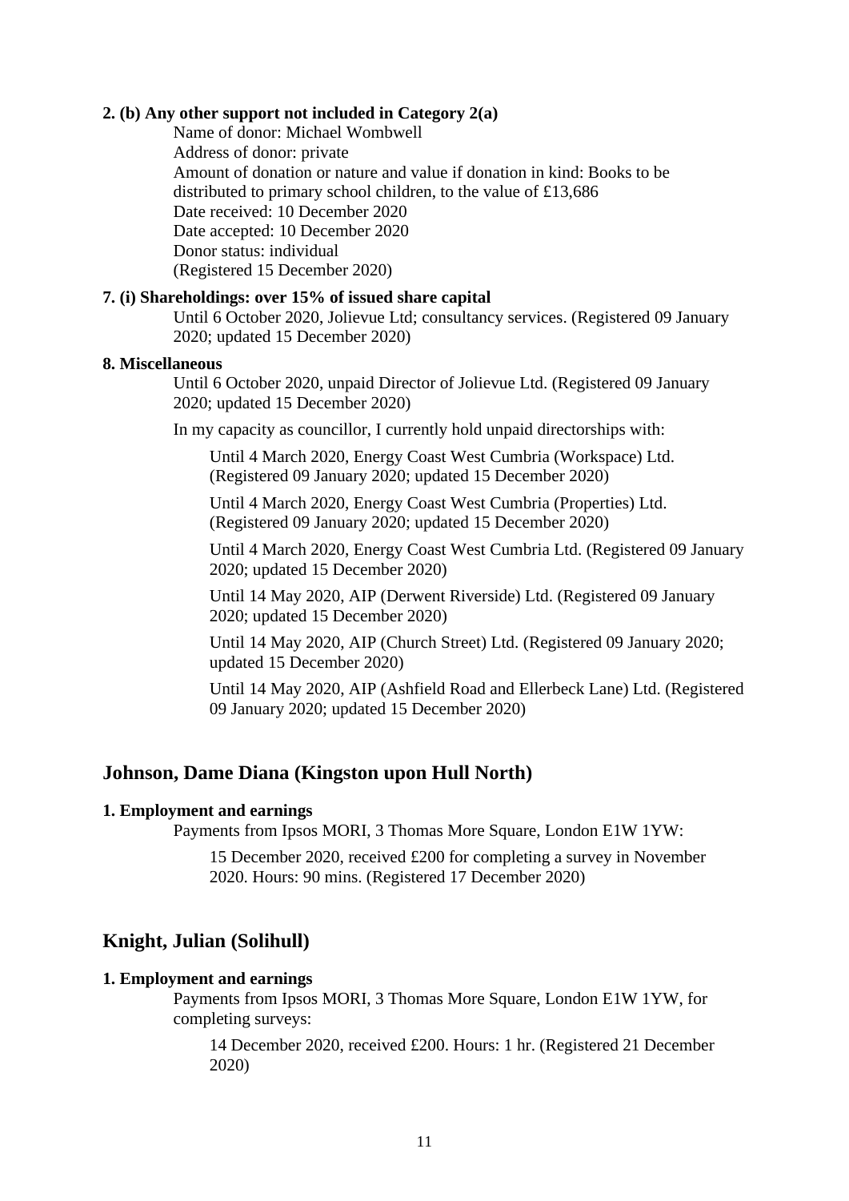**2. (b) Any other support not included in Category 2(a)**

Name of donor: Michael Wombwell
Address of donor: private
Amount of donation or nature and value if donation in kind: Books to be distributed to primary school children, to the value of £13,686
Date received: 10 December 2020
Date accepted: 10 December 2020
Donor status: individual
(Registered 15 December 2020)

**7. (i) Shareholdings: over 15% of issued share capital**

Until 6 October 2020, Jolievue Ltd; consultancy services. (Registered 09 January 2020; updated 15 December 2020)

**8. Miscellaneous**

Until 6 October 2020, unpaid Director of Jolievue Ltd. (Registered 09 January 2020; updated 15 December 2020)

In my capacity as councillor, I currently hold unpaid directorships with:

Until 4 March 2020, Energy Coast West Cumbria (Workspace) Ltd. (Registered 09 January 2020; updated 15 December 2020)

Until 4 March 2020, Energy Coast West Cumbria (Properties) Ltd. (Registered 09 January 2020; updated 15 December 2020)

Until 4 March 2020, Energy Coast West Cumbria Ltd. (Registered 09 January 2020; updated 15 December 2020)

Until 14 May 2020, AIP (Derwent Riverside) Ltd. (Registered 09 January 2020; updated 15 December 2020)

Until 14 May 2020, AIP (Church Street) Ltd. (Registered 09 January 2020; updated 15 December 2020)

Until 14 May 2020, AIP (Ashfield Road and Ellerbeck Lane) Ltd. (Registered 09 January 2020; updated 15 December 2020)

## Johnson, Dame Diana (Kingston upon Hull North)

**1. Employment and earnings**

Payments from Ipsos MORI, 3 Thomas More Square, London E1W 1YW:

15 December 2020, received £200 for completing a survey in November 2020. Hours: 90 mins. (Registered 17 December 2020)

## Knight, Julian (Solihull)

**1. Employment and earnings**

Payments from Ipsos MORI, 3 Thomas More Square, London E1W 1YW, for completing surveys:

14 December 2020, received £200. Hours: 1 hr. (Registered 21 December 2020)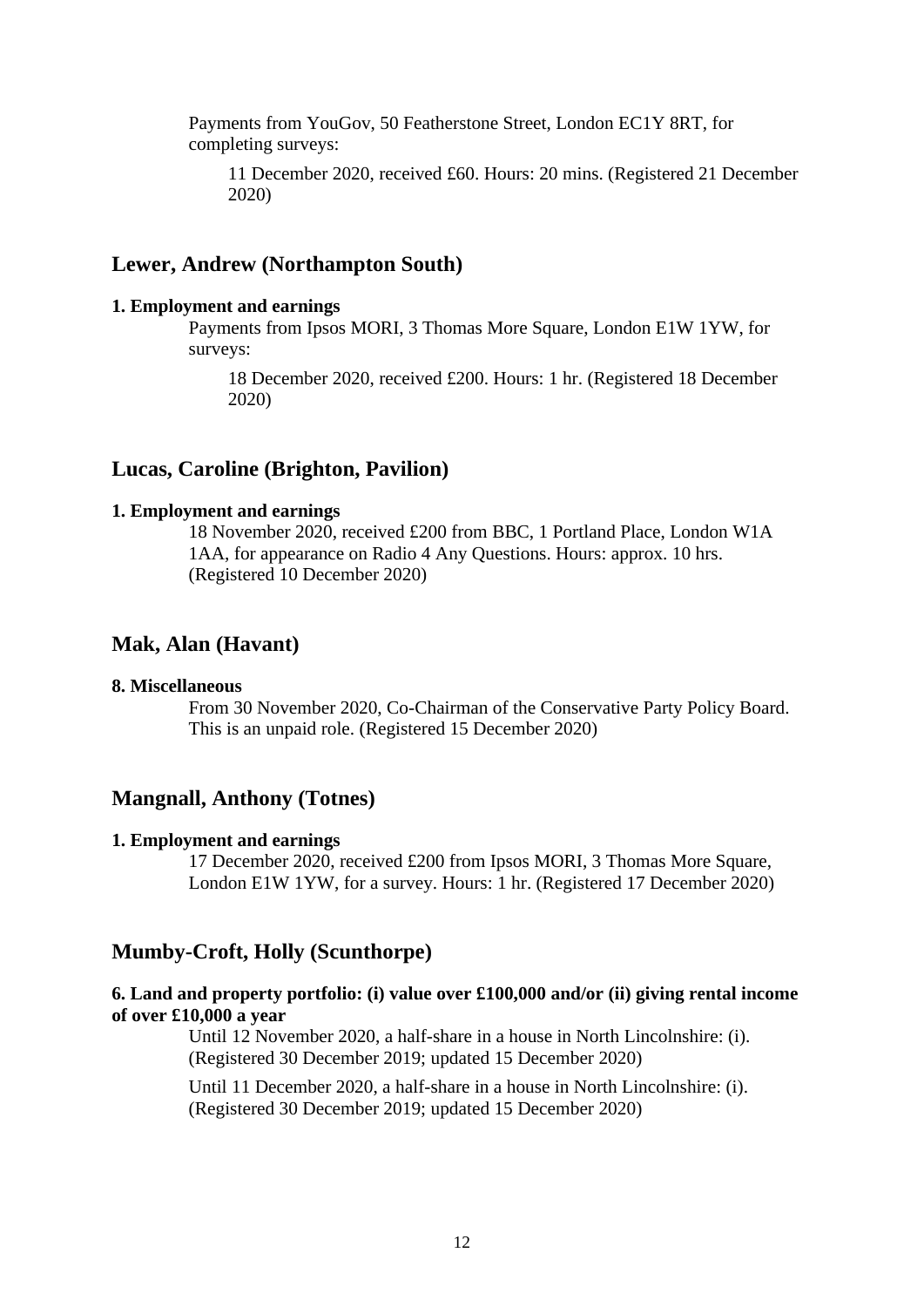Payments from YouGov, 50 Featherstone Street, London EC1Y 8RT, for completing surveys:

11 December 2020, received £60. Hours: 20 mins. (Registered 21 December 2020)

## Lewer, Andrew (Northampton South)

**1. Employment and earnings**

Payments from Ipsos MORI, 3 Thomas More Square, London E1W 1YW, for surveys:

18 December 2020, received £200. Hours: 1 hr. (Registered 18 December 2020)

## Lucas, Caroline (Brighton, Pavilion)

**1. Employment and earnings**

18 November 2020, received £200 from BBC, 1 Portland Place, London W1A 1AA, for appearance on Radio 4 Any Questions. Hours: approx. 10 hrs. (Registered 10 December 2020)

## Mak, Alan (Havant)

**8. Miscellaneous**

From 30 November 2020, Co-Chairman of the Conservative Party Policy Board. This is an unpaid role. (Registered 15 December 2020)

## Mangnall, Anthony (Totnes)

**1. Employment and earnings**

17 December 2020, received £200 from Ipsos MORI, 3 Thomas More Square, London E1W 1YW, for a survey. Hours: 1 hr. (Registered 17 December 2020)

## Mumby-Croft, Holly (Scunthorpe)

**6. Land and property portfolio: (i) value over £100,000 and/or (ii) giving rental income of over £10,000 a year**

Until 12 November 2020, a half-share in a house in North Lincolnshire: (i). (Registered 30 December 2019; updated 15 December 2020)

Until 11 December 2020, a half-share in a house in North Lincolnshire: (i). (Registered 30 December 2019; updated 15 December 2020)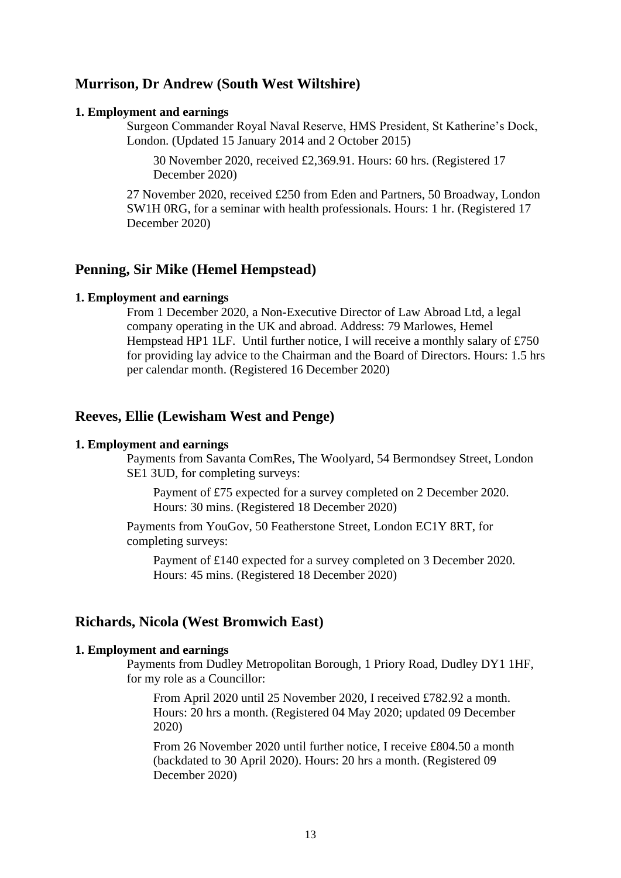## Murrison, Dr Andrew (South West Wiltshire)

**1. Employment and earnings**

Surgeon Commander Royal Naval Reserve, HMS President, St Katherine's Dock, London. (Updated 15 January 2014 and 2 October 2015)

> 30 November 2020, received £2,369.91. Hours: 60 hrs. (Registered 17 December 2020)

27 November 2020, received £250 from Eden and Partners, 50 Broadway, London SW1H 0RG, for a seminar with health professionals. Hours: 1 hr. (Registered 17 December 2020)

## Penning, Sir Mike (Hemel Hempstead)

**1. Employment and earnings**

From 1 December 2020, a Non-Executive Director of Law Abroad Ltd, a legal company operating in the UK and abroad. Address: 79 Marlowes, Hemel Hempstead HP1 1LF. Until further notice, I will receive a monthly salary of £750 for providing lay advice to the Chairman and the Board of Directors. Hours: 1.5 hrs per calendar month. (Registered 16 December 2020)

## Reeves, Ellie (Lewisham West and Penge)

**1. Employment and earnings**

Payments from Savanta ComRes, The Woolyard, 54 Bermondsey Street, London SE1 3UD, for completing surveys:

> Payment of £75 expected for a survey completed on 2 December 2020. Hours: 30 mins. (Registered 18 December 2020)

Payments from YouGov, 50 Featherstone Street, London EC1Y 8RT, for completing surveys:

> Payment of £140 expected for a survey completed on 3 December 2020. Hours: 45 mins. (Registered 18 December 2020)

## Richards, Nicola (West Bromwich East)

**1. Employment and earnings**

Payments from Dudley Metropolitan Borough, 1 Priory Road, Dudley DY1 1HF, for my role as a Councillor:

> From April 2020 until 25 November 2020, I received £782.92 a month. Hours: 20 hrs a month. (Registered 04 May 2020; updated 09 December 2020)
>
> From 26 November 2020 until further notice, I receive £804.50 a month (backdated to 30 April 2020). Hours: 20 hrs a month. (Registered 09 December 2020)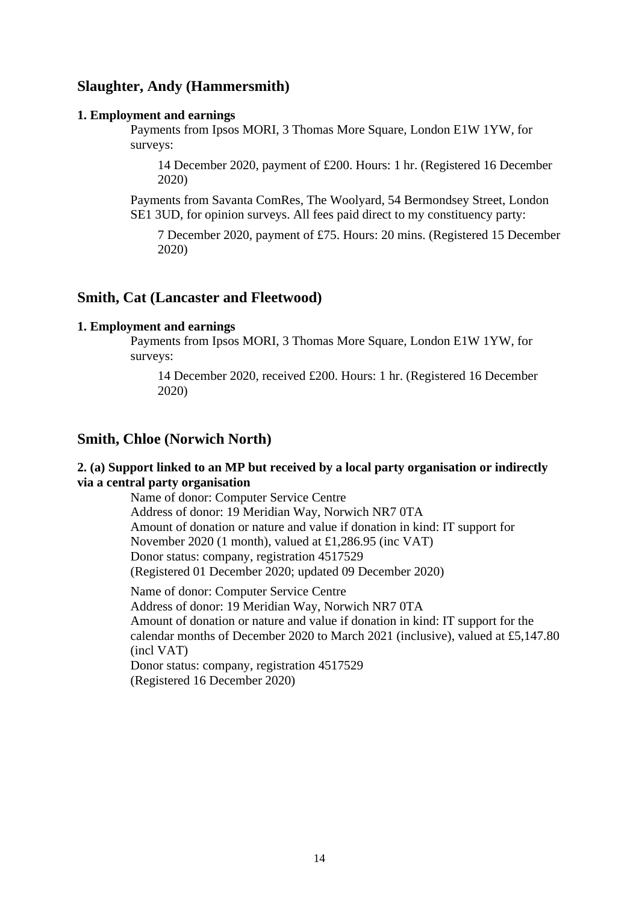## Slaughter, Andy (Hammersmith)

**1. Employment and earnings**

Payments from Ipsos MORI, 3 Thomas More Square, London E1W 1YW, for surveys:

14 December 2020, payment of £200. Hours: 1 hr. (Registered 16 December 2020)

Payments from Savanta ComRes, The Woolyard, 54 Bermondsey Street, London SE1 3UD, for opinion surveys. All fees paid direct to my constituency party:

7 December 2020, payment of £75. Hours: 20 mins. (Registered 15 December 2020)

## Smith, Cat (Lancaster and Fleetwood)

**1. Employment and earnings**

Payments from Ipsos MORI, 3 Thomas More Square, London E1W 1YW, for surveys:

14 December 2020, received £200. Hours: 1 hr. (Registered 16 December 2020)

## Smith, Chloe (Norwich North)

**2. (a) Support linked to an MP but received by a local party organisation or indirectly via a central party organisation**

Name of donor: Computer Service Centre
Address of donor: 19 Meridian Way, Norwich NR7 0TA
Amount of donation or nature and value if donation in kind: IT support for November 2020 (1 month), valued at £1,286.95 (inc VAT)
Donor status: company, registration 4517529
(Registered 01 December 2020; updated 09 December 2020)

Name of donor: Computer Service Centre
Address of donor: 19 Meridian Way, Norwich NR7 0TA
Amount of donation or nature and value if donation in kind: IT support for the calendar months of December 2020 to March 2021 (inclusive), valued at £5,147.80 (incl VAT)
Donor status: company, registration 4517529
(Registered 16 December 2020)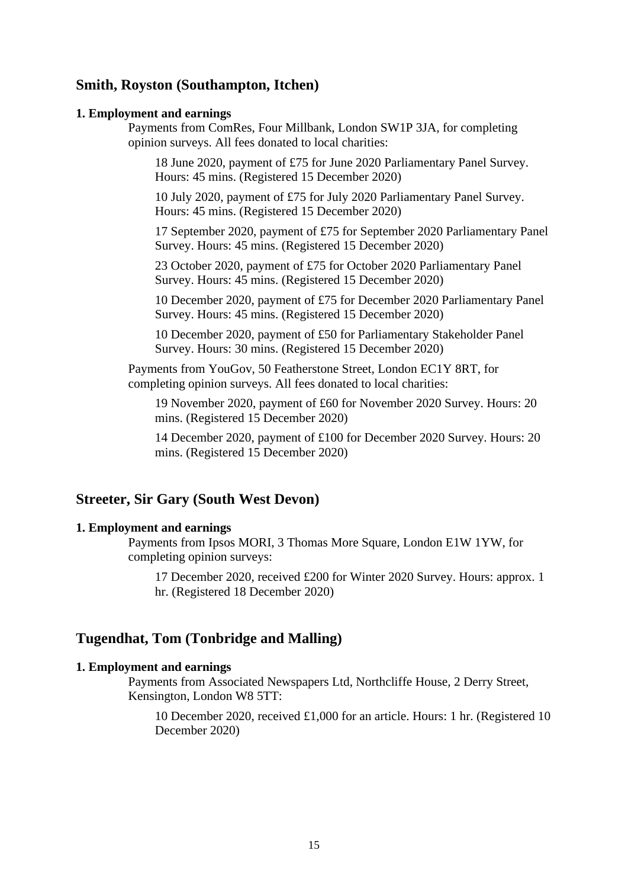## Smith, Royston (Southampton, Itchen)

**1. Employment and earnings**

Payments from ComRes, Four Millbank, London SW1P 3JA, for completing opinion surveys. All fees donated to local charities:

18 June 2020, payment of £75 for June 2020 Parliamentary Panel Survey. Hours: 45 mins. (Registered 15 December 2020)

10 July 2020, payment of £75 for July 2020 Parliamentary Panel Survey. Hours: 45 mins. (Registered 15 December 2020)

17 September 2020, payment of £75 for September 2020 Parliamentary Panel Survey. Hours: 45 mins. (Registered 15 December 2020)

23 October 2020, payment of £75 for October 2020 Parliamentary Panel Survey. Hours: 45 mins. (Registered 15 December 2020)

10 December 2020, payment of £75 for December 2020 Parliamentary Panel Survey. Hours: 45 mins. (Registered 15 December 2020)

10 December 2020, payment of £50 for Parliamentary Stakeholder Panel Survey. Hours: 30 mins. (Registered 15 December 2020)

Payments from YouGov, 50 Featherstone Street, London EC1Y 8RT, for completing opinion surveys. All fees donated to local charities:

19 November 2020, payment of £60 for November 2020 Survey. Hours: 20 mins. (Registered 15 December 2020)

14 December 2020, payment of £100 for December 2020 Survey. Hours: 20 mins. (Registered 15 December 2020)

## Streeter, Sir Gary (South West Devon)

**1. Employment and earnings**

Payments from Ipsos MORI, 3 Thomas More Square, London E1W 1YW, for completing opinion surveys:

17 December 2020, received £200 for Winter 2020 Survey. Hours: approx. 1 hr. (Registered 18 December 2020)

## Tugendhat, Tom (Tonbridge and Malling)

**1. Employment and earnings**

Payments from Associated Newspapers Ltd, Northcliffe House, 2 Derry Street, Kensington, London W8 5TT:

10 December 2020, received £1,000 for an article. Hours: 1 hr. (Registered 10 December 2020)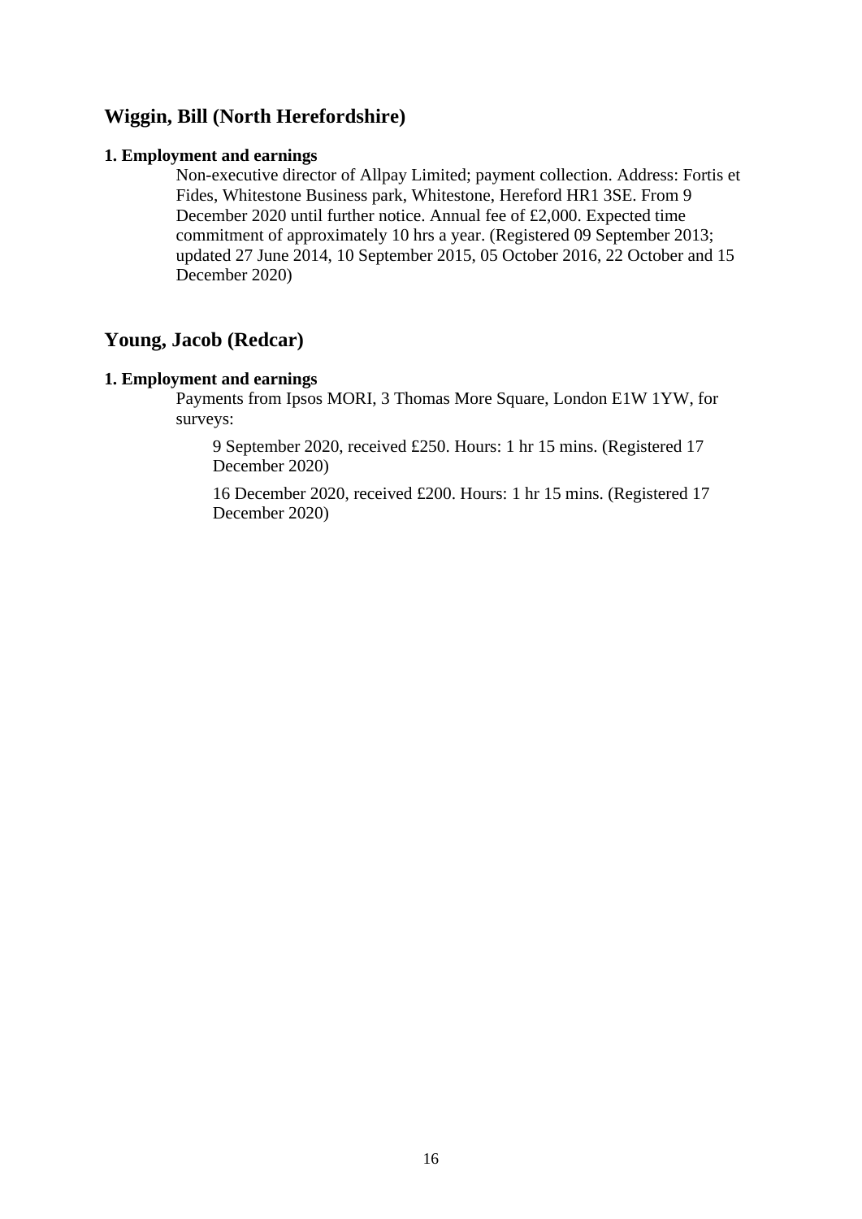## Wiggin, Bill (North Herefordshire)

**1. Employment and earnings**

Non-executive director of Allpay Limited; payment collection. Address: Fortis et Fides, Whitestone Business park, Whitestone, Hereford HR1 3SE. From 9 December 2020 until further notice. Annual fee of £2,000. Expected time commitment of approximately 10 hrs a year. (Registered 09 September 2013; updated 27 June 2014, 10 September 2015, 05 October 2016, 22 October and 15 December 2020)

## Young, Jacob (Redcar)

**1. Employment and earnings**

Payments from Ipsos MORI, 3 Thomas More Square, London E1W 1YW, for surveys:

9 September 2020, received £250. Hours: 1 hr 15 mins. (Registered 17 December 2020)

16 December 2020, received £200. Hours: 1 hr 15 mins. (Registered 17 December 2020)